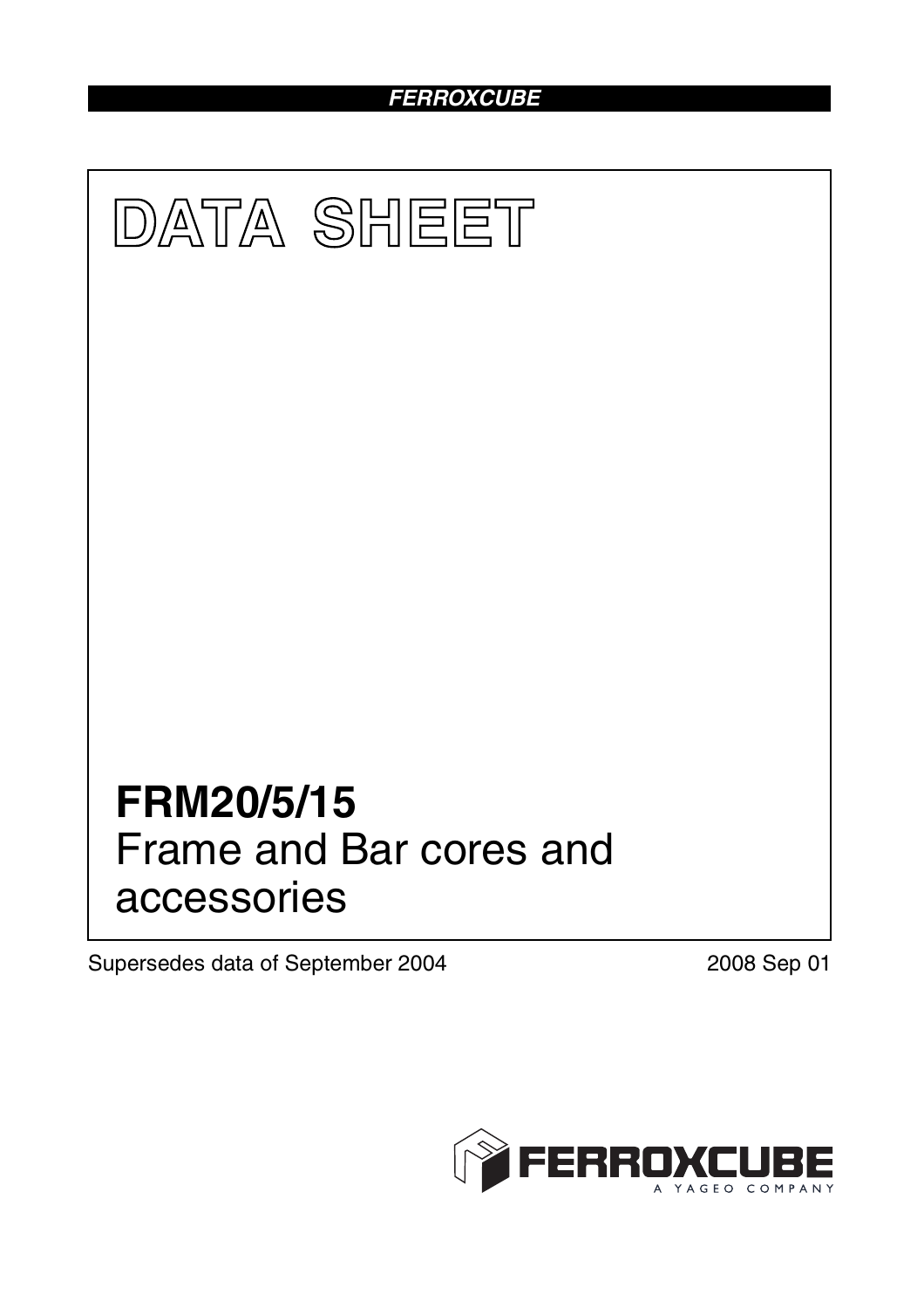# DATA SHEET

## FRM20/5/15

Frame and Bar cores and accessories

Supersedes data of September 2004

2008 Sep 01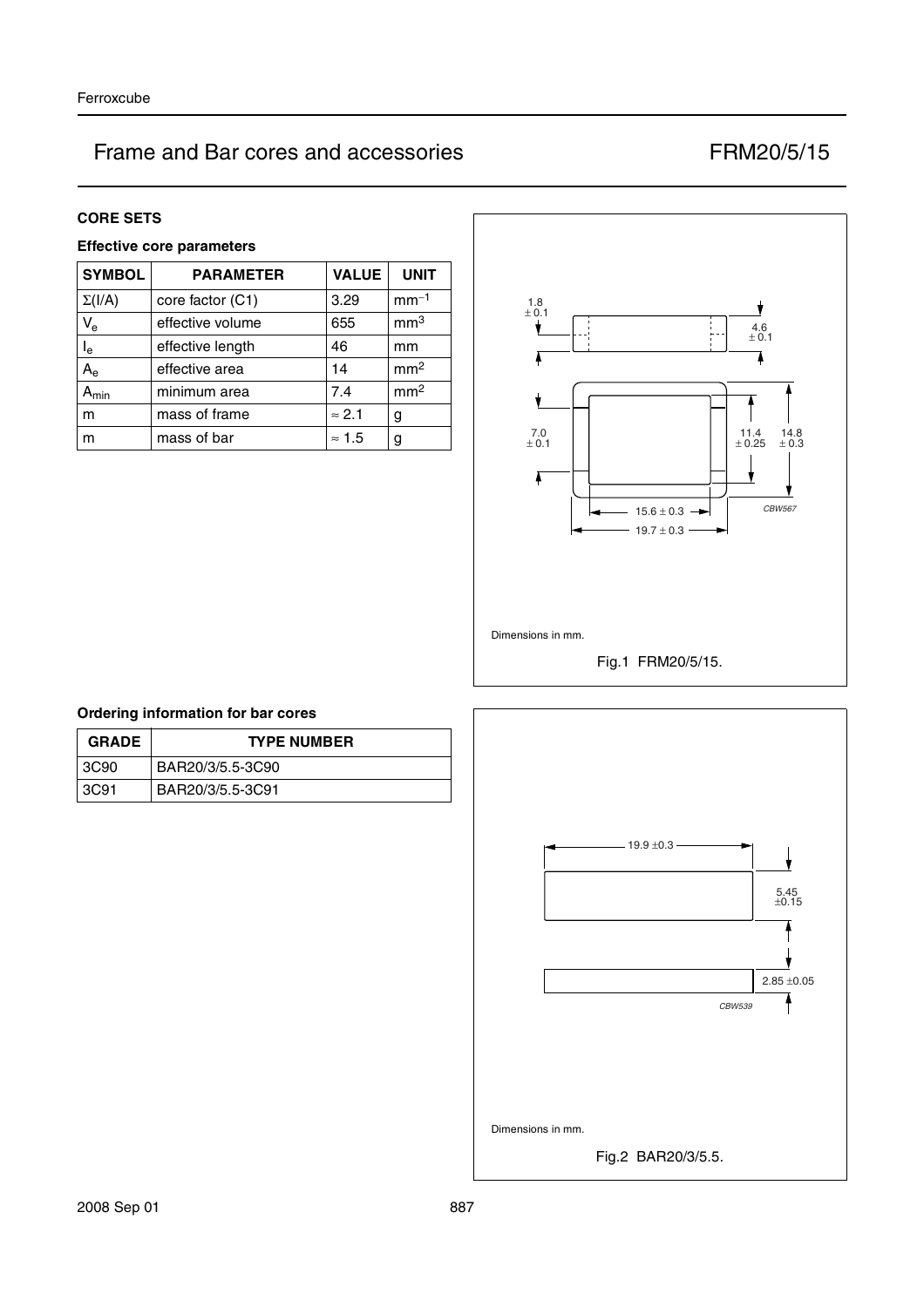# Frame and Bar cores and accessories FRM20/5/15

## CORE SETS

### Effective core parameters

| SYMBOL | PARAMETER | VALUE | UNIT |
|---|---|---|---|
| $\Sigma(I/A)$ | core factor (C1) | 3.29 | $mm^{-1}$ |
| $V_e$ | effective volume | 655 | $mm^3$ |
| $l_e$ | effective length | 46 | mm |
| $A_e$ | effective area | 14 | $mm^2$ |
| $A_{min}$ | minimum area | 7.4 | $mm^2$ |
| m | mass of frame | ≈ 2.1 | g |
| m | mass of bar | ≈ 1.5 | g |

Dimensions in mm.

Fig.1 FRM20/5/15.

### Ordering information for bar cores

| GRADE | TYPE NUMBER |
|---|---|
| 3C90 | BAR20/3/5.5-3C90 |
| 3C91 | BAR20/3/5.5-3C91 |

Dimensions in mm.

Fig.2 BAR20/3/5.5.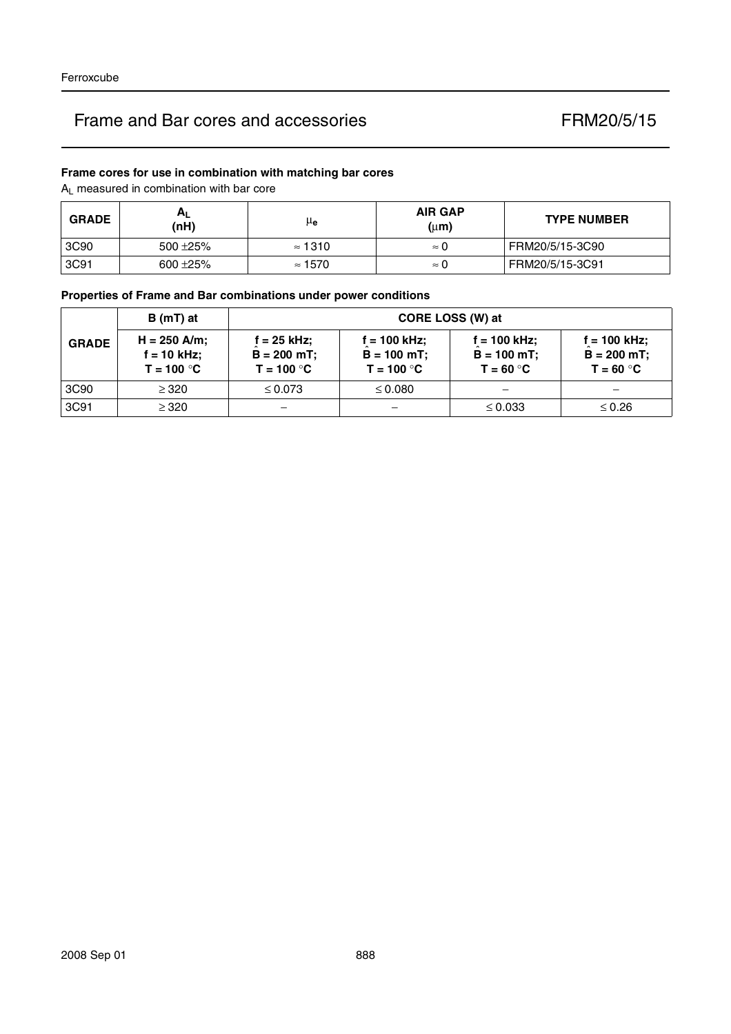# Frame and Bar cores and accessories FRM20/5/15

### Frame cores for use in combination with matching bar cores

$A_L$ measured in combination with bar core

| GRADE | $A_L$ (nH) | $\mu_e$ | AIR GAP ($\mu$m) | TYPE NUMBER |
|---|---|---|---|---|
| 3C90 | 500 ±25% | ≈ 1310 | ≈ 0 | FRM20/5/15-3C90 |
| 3C91 | 600 ±25% | ≈ 1570 | ≈ 0 | FRM20/5/15-3C91 |

### Properties of Frame and Bar combinations under power conditions

| GRADE | B (mT) at | CORE LOSS (W) at | | | |
|---|---|---|---|---|---|
| | H = 250 A/m; f = 10 kHz; T = 100 °C | f = 25 kHz; $\hat{B}$ = 200 mT; T = 100 °C | f = 100 kHz; $\hat{B}$ = 100 mT; T = 100 °C | f = 100 kHz; $\hat{B}$ = 100 mT; T = 60 °C | f = 100 kHz; $\hat{B}$ = 200 mT; T = 60 °C |
| 3C90 | ≥ 320 | ≤ 0.073 | ≤ 0.080 | − | − |
| 3C91 | ≥ 320 | − | − | ≤ 0.033 | ≤ 0.26 |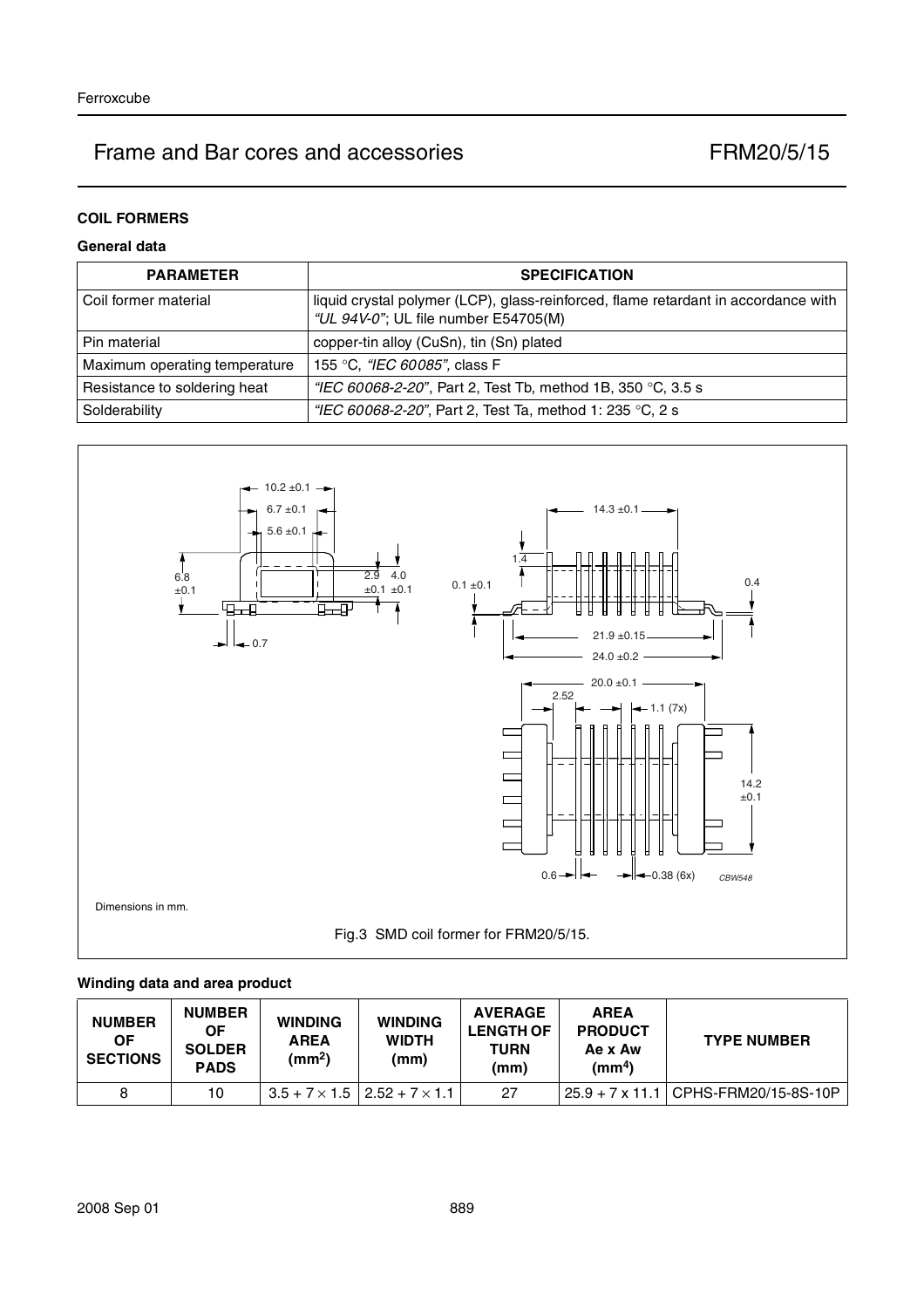## COIL FORMERS

### General data

| PARAMETER | SPECIFICATION |
|---|---|
| Coil former material | liquid crystal polymer (LCP), glass-reinforced, flame retardant in accordance with *"UL 94V-0"*; UL file number E54705(M) |
| Pin material | copper-tin alloy (CuSn), tin (Sn) plated |
| Maximum operating temperature | 155 °C, *"IEC 60085"*, class F |
| Resistance to soldering heat | *"IEC 60068-2-20"*, Part 2, Test Tb, method 1B, 350 °C, 3.5 s |
| Solderability | *"IEC 60068-2-20"*, Part 2, Test Ta, method 1: 235 °C, 2 s |

Dimensions in mm.

Fig.3 SMD coil former for FRM20/5/15.

### Winding data and area product

| NUMBER OF SECTIONS | NUMBER OF SOLDER PADS | WINDING AREA (mm$^2$) | WINDING WIDTH (mm) | AVERAGE LENGTH OF TURN (mm) | AREA PRODUCT Ae x Aw (mm$^4$) | TYPE NUMBER |
|---|---|---|---|---|---|---|
| 8 | 10 | $3.5 + 7 \times 1.5$ | $2.52 + 7 \times 1.1$ | 27 | 25.9 + 7 x 11.1 | CPHS-FRM20/15-8S-10P |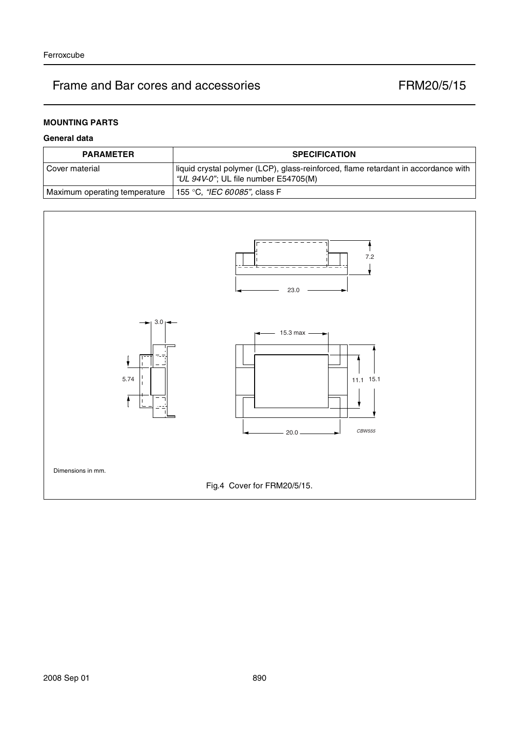## MOUNTING PARTS

### General data

| PARAMETER | SPECIFICATION |
|---|---|
| Cover material | liquid crystal polymer (LCP), glass-reinforced, flame retardant in accordance with *"UL 94V-0"*; UL file number E54705(M) |
| Maximum operating temperature | 155 °C, *"IEC 60085"*, class F |

Dimensions in mm.

Fig.4 Cover for FRM20/5/15.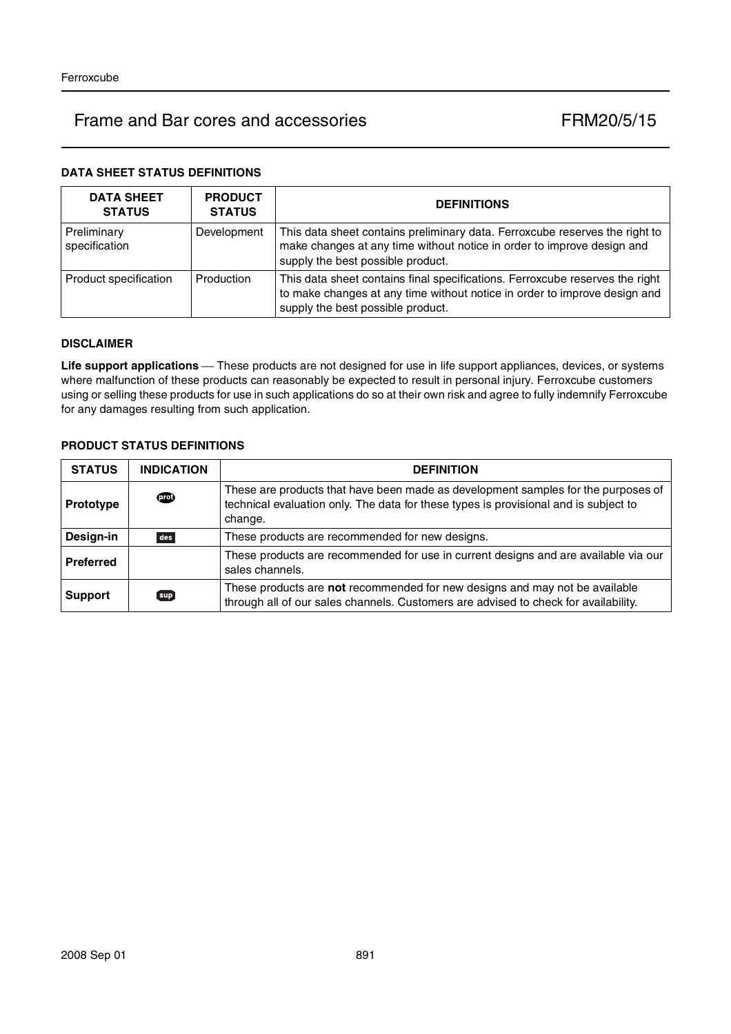## DATA SHEET STATUS DEFINITIONS

| DATA SHEET STATUS | PRODUCT STATUS | DEFINITIONS |
|---|---|---|
| Preliminary specification | Development | This data sheet contains preliminary data. Ferroxcube reserves the right to make changes at any time without notice in order to improve design and supply the best possible product. |
| Product specification | Production | This data sheet contains final specifications. Ferroxcube reserves the right to make changes at any time without notice in order to improve design and supply the best possible product. |

## DISCLAIMER

**Life support applications** — These products are not designed for use in life support appliances, devices, or systems where malfunction of these products can reasonably be expected to result in personal injury. Ferroxcube customers using or selling these products for use in such applications do so at their own risk and agree to fully indemnify Ferroxcube for any damages resulting from such application.

## PRODUCT STATUS DEFINITIONS

| STATUS | INDICATION | DEFINITION |
|---|---|---|
| **Prototype** | prot | These are products that have been made as development samples for the purposes of technical evaluation only. The data for these types is provisional and is subject to change. |
| **Design-in** | des | These products are recommended for new designs. |
| **Preferred** | | These products are recommended for use in current designs and are available via our sales channels. |
| **Support** | sup | These products are **not** recommended for new designs and may not be available through all of our sales channels. Customers are advised to check for availability. |